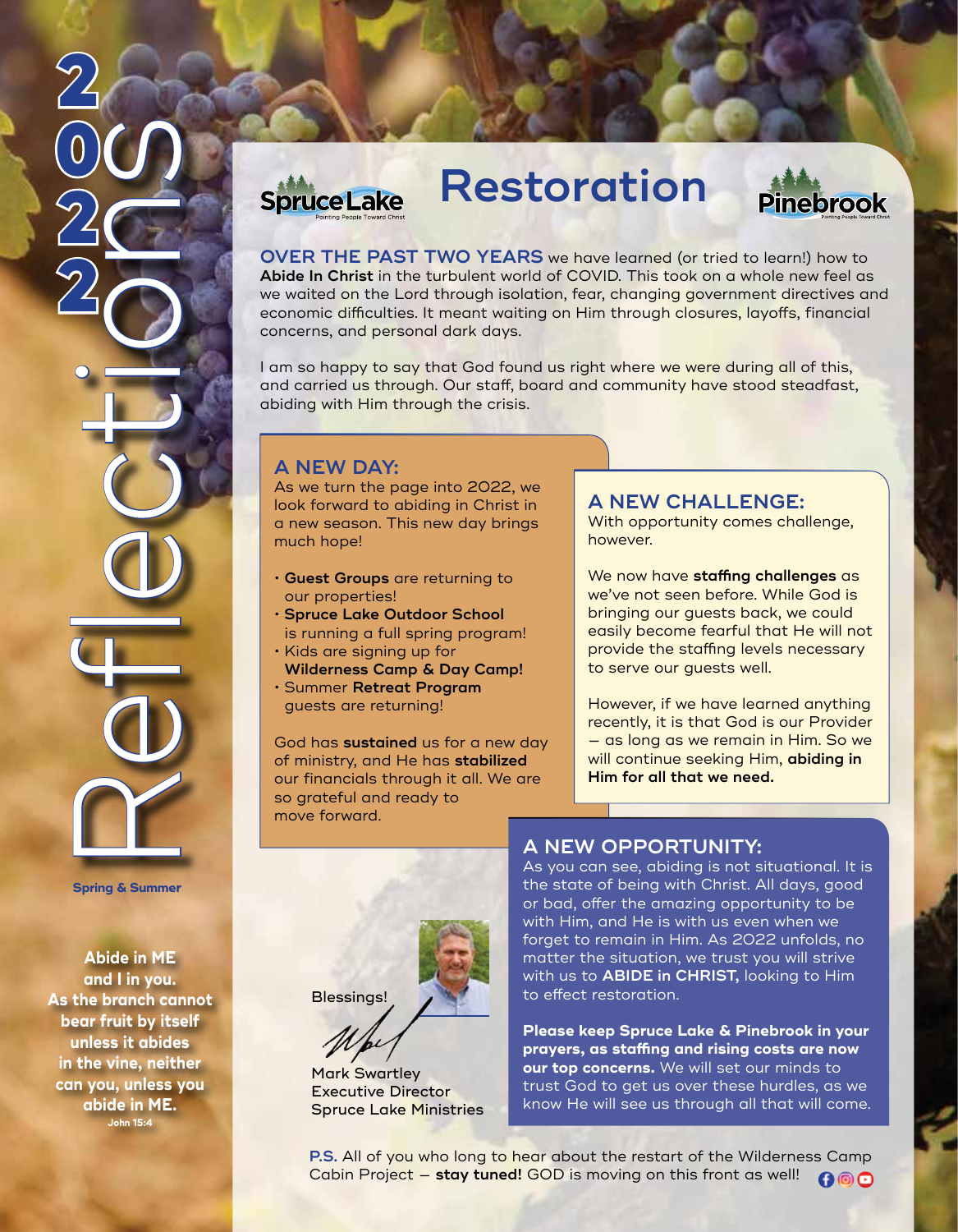# 2022 Reflections

Spring & Summer

**Abide in ME and I in you. As the branch cannot bear fruit by itself unless it abides in the vine, neither can you, unless you abide in ME.**
**John 15:4**

# Restoration

Spruce Lake — Pointing People Toward Christ
Pinebrook — Pointing People Toward Christ

**OVER THE PAST TWO YEARS** we have learned (or tried to learn!) how to **Abide In Christ** in the turbulent world of COVID. This took on a whole new feel as we waited on the Lord through isolation, fear, changing government directives and economic difficulties. It meant waiting on Him through closures, layoffs, financial concerns, and personal dark days.

I am so happy to say that God found us right where we were during all of this, and carried us through. Our staff, board and community have stood steadfast, abiding with Him through the crisis.

## A NEW DAY:

As we turn the page into 2022, we look forward to abiding in Christ in a new season. This new day brings much hope!

- **Guest Groups** are returning to our properties!
- **Spruce Lake Outdoor School** is running a full spring program!
- Kids are signing up for **Wilderness Camp & Day Camp!**
- Summer **Retreat Program** guests are returning!

God has **sustained** us for a new day of ministry, and He has **stabilized** our financials through it all. We are so grateful and ready to move forward.

## A NEW CHALLENGE:

With opportunity comes challenge, however.

We now have **staffing challenges** as we've not seen before. While God is bringing our guests back, we could easily become fearful that He will not provide the staffing levels necessary to serve our guests well.

However, if we have learned anything recently, it is that God is our Provider – as long as we remain in Him. So we will continue seeking Him, **abiding in Him for all that we need.**

## A NEW OPPORTUNITY:

As you can see, abiding is not situational. It is the state of being with Christ. All days, good or bad, offer the amazing opportunity to be with Him, and He is with us even when we forget to remain in Him. As 2022 unfolds, no matter the situation, we trust you will strive with us to **ABIDE in CHRIST,** looking to Him to effect restoration.

**Please keep Spruce Lake & Pinebrook in your prayers, as staffing and rising costs are now our top concerns.** We will set our minds to trust God to get us over these hurdles, as we know He will see us through all that will come.

Blessings!

Mark Swartley
Executive Director
Spruce Lake Ministries

**P.S.** All of you who long to hear about the restart of the Wilderness Camp Cabin Project – **stay tuned!** GOD is moving on this front as well!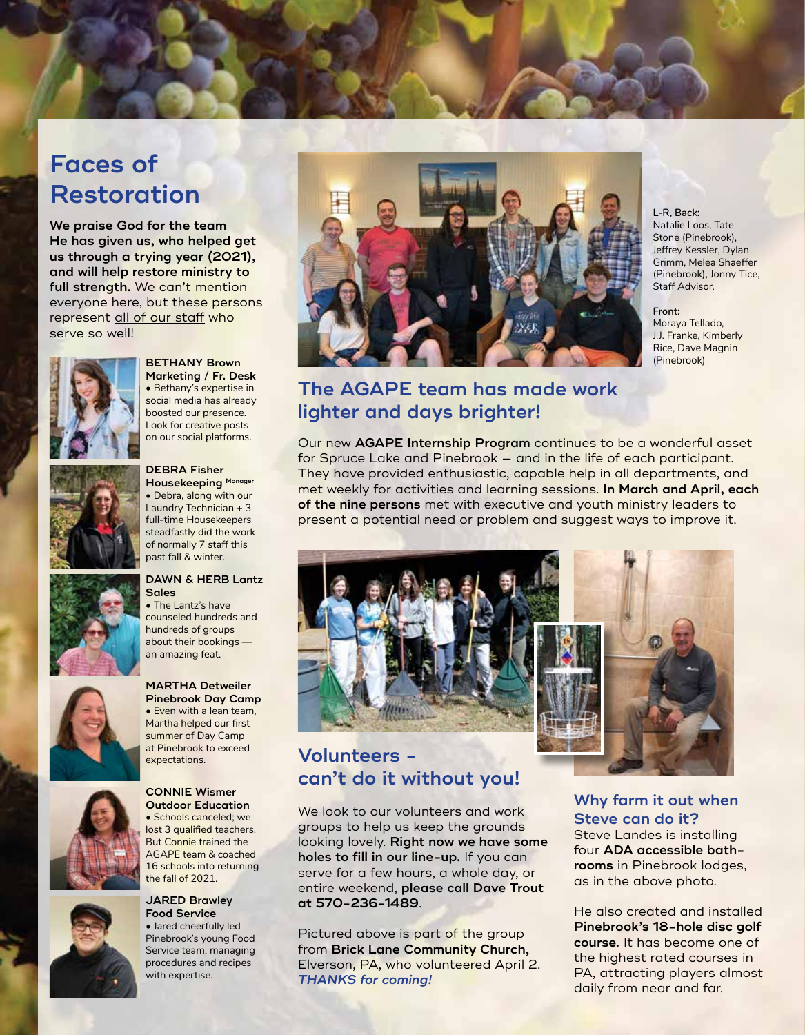# Faces of Restoration

**We praise God for the team He has given us, who helped get us through a trying year (2021), and will help restore ministry to full strength.** We can't mention everyone here, but these persons represent all of our staff who serve so well!

**BETHANY Brown**
**Marketing / Fr. Desk**
• Bethany's expertise in social media has already boosted our presence. Look for creative posts on our social platforms.

**DEBRA Fisher**
**Housekeeping Manager**
• Debra, along with our Laundry Technician + 3 full-time Housekeepers steadfastly did the work of normally 7 staff this past fall & winter.

**DAWN & HERB Lantz**
**Sales**
• The Lantz's have counseled hundreds and hundreds of groups about their bookings — an amazing feat.

**MARTHA Detweiler**
**Pinebrook Day Camp**
• Even with a lean team, Martha helped our first summer of Day Camp at Pinebrook to exceed expectations.

**CONNIE Wismer**
**Outdoor Education**
• Schools canceled; we lost 3 qualified teachers. But Connie trained the AGAPE team & coached 16 schools into returning the fall of 2021.

**JARED Brawley**
**Food Service**
• Jared cheerfully led Pinebrook's young Food Service team, managing procedures and recipes with expertise.

L-R, Back: Natalie Loos, Tate Stone (Pinebrook), Jeffrey Kessler, Dylan Grimm, Melea Shaeffer (Pinebrook), Jonny Tice, Staff Advisor.

Front: Moraya Tellado, J.J. Franke, Kimberly Rice, Dave Magnin (Pinebrook)

## The AGAPE team has made work lighter and days brighter!

Our new **AGAPE Internship Program** continues to be a wonderful asset for Spruce Lake and Pinebrook — and in the life of each participant. They have provided enthusiastic, capable help in all departments, and met weekly for activities and learning sessions. **In March and April, each of the nine persons** met with executive and youth ministry leaders to present a potential need or problem and suggest ways to improve it.

## Volunteers - can't do it without you!

We look to our volunteers and work groups to help us keep the grounds looking lovely. **Right now we have some holes to fill in our line-up.** If you can serve for a few hours, a whole day, or entire weekend, **please call Dave Trout at 570-236-1489**.

Pictured above is part of the group from **Brick Lane Community Church,** Elverson, PA, who volunteered April 2. ***THANKS for coming!***

## Why farm it out when Steve can do it?

Steve Landes is installing four **ADA accessible bathrooms** in Pinebrook lodges, as in the above photo.

He also created and installed **Pinebrook's 18-hole disc golf course.** It has become one of the highest rated courses in PA, attracting players almost daily from near and far.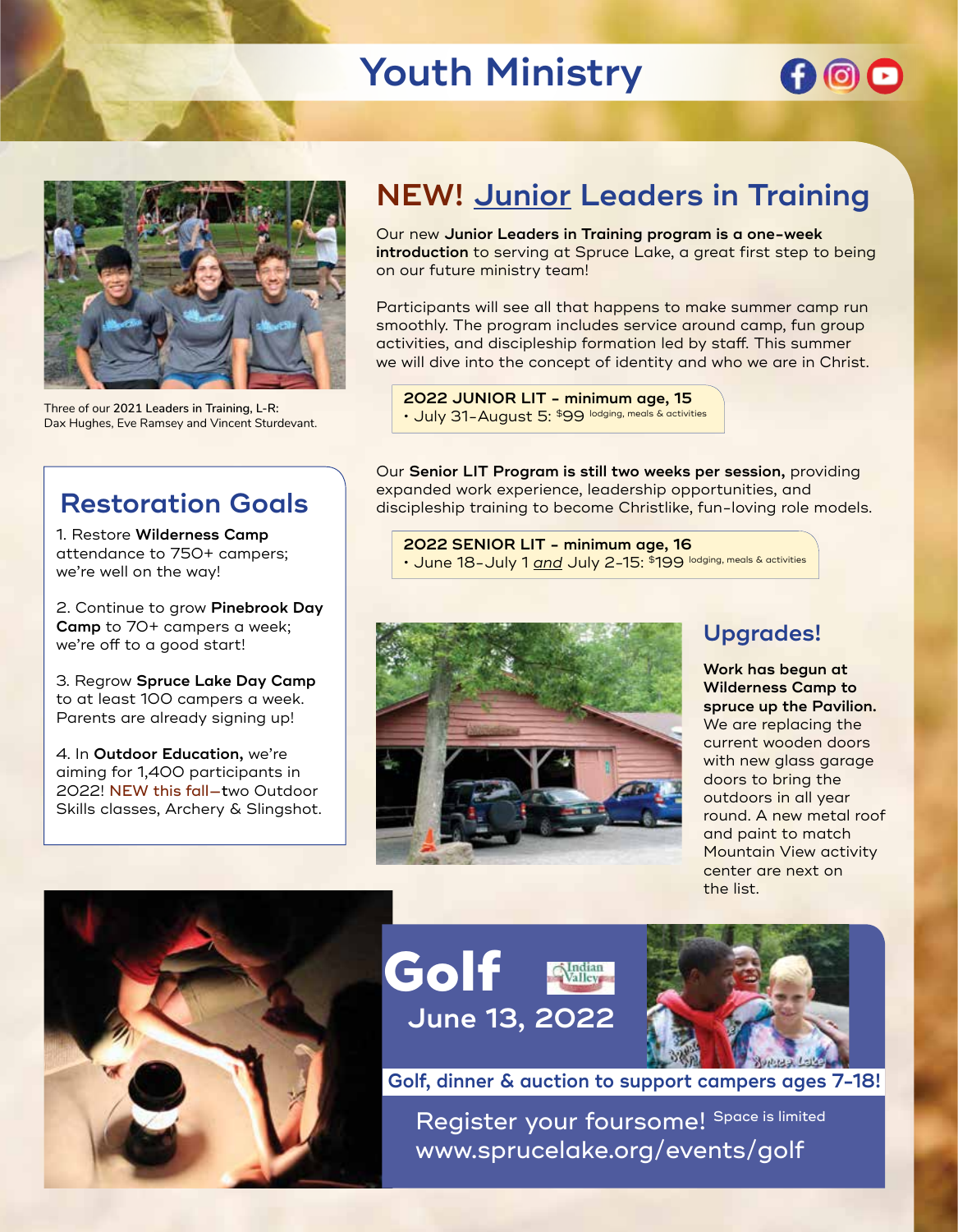# Youth Ministry

Three of our 2021 Leaders in Training, L-R: Dax Hughes, Eve Ramsey and Vincent Sturdevant.

## NEW! Junior Leaders in Training

Our new **Junior Leaders in Training program is a one-week introduction** to serving at Spruce Lake, a great first step to being on our future ministry team!

Participants will see all that happens to make summer camp run smoothly. The program includes service around camp, fun group activities, and discipleship formation led by staff. This summer we will dive into the concept of identity and who we are in Christ.

**2022 JUNIOR LIT – minimum age, 15**
- July 31–August 5: $99 lodging, meals & activities

Our **Senior LIT Program is still two weeks per session,** providing expanded work experience, leadership opportunities, and discipleship training to become Christlike, fun-loving role models.

**2022 SENIOR LIT – minimum age, 16**
- June 18–July 1 *and* July 2–15: $199 lodging, meals & activities

## Restoration Goals

1. Restore **Wilderness Camp** attendance to 750+ campers; we're well on the way!

2. Continue to grow **Pinebrook Day Camp** to 70+ campers a week; we're off to a good start!

3. Regrow **Spruce Lake Day Camp** to at least 100 campers a week. Parents are already signing up!

4. In **Outdoor Education,** we're aiming for 1,400 participants in 2022! NEW this fall—two Outdoor Skills classes, Archery & Slingshot.

## Upgrades!

**Work has begun at Wilderness Camp to spruce up the Pavilion.** We are replacing the current wooden doors with new glass garage doors to bring the outdoors in all year round. A new metal roof and paint to match Mountain View activity center are next on the list.

## Golf

Indian Valley

**June 13, 2022**

**Golf, dinner & auction to support campers ages 7-18!**

Register your foursome! Space is limited
www.sprucelake.org/events/golf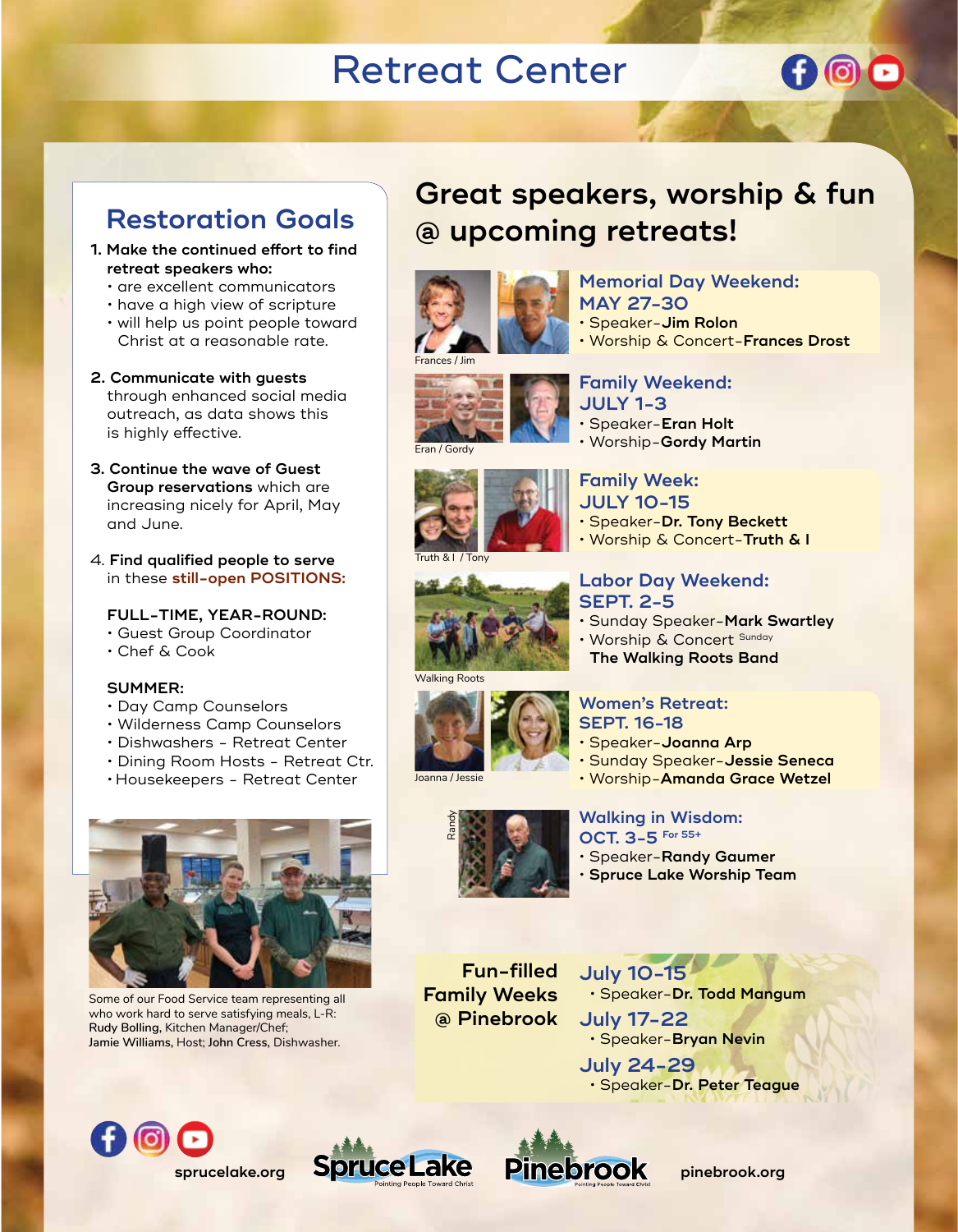# Retreat Center

## Restoration Goals

1. **Make the continued effort to find retreat speakers who:**
   - are excellent communicators
   - have a high view of scripture
   - will help us point people toward Christ at a reasonable rate.

2. **Communicate with guests** through enhanced social media outreach, as data shows this is highly effective.

3. **Continue the wave of Guest Group reservations** which are increasing nicely for April, May and June.

4. **Find qualified people to serve** in these **still-open POSITIONS:**

**FULL-TIME, YEAR-ROUND:**
- Guest Group Coordinator
- Chef & Cook

**SUMMER:**
- Day Camp Counselors
- Wilderness Camp Counselors
- Dishwashers - Retreat Center
- Dining Room Hosts - Retreat Ctr.
- Housekeepers - Retreat Center

Some of our Food Service team representing all who work hard to serve satisfying meals, L-R: **Rudy Bolling**, Kitchen Manager/Chef; **Jamie Williams**, Host; **John Cress**, Dishwasher.

## Great speakers, worship & fun @ upcoming retreats!

Frances / Jim

### Memorial Day Weekend: MAY 27-30
- Speaker–**Jim Rolon**
- Worship & Concert–**Frances Drost**

Eran / Gordy

### Family Weekend: JULY 1-3
- Speaker–**Eran Holt**
- Worship–**Gordy Martin**

Truth & I / Tony

### Family Week: JULY 10-15
- Speaker–**Dr. Tony Beckett**
- Worship & Concert–**Truth & I**

Walking Roots

### Labor Day Weekend: SEPT. 2-5
- Sunday Speaker–**Mark Swartley**
- Worship & Concert Sunday **The Walking Roots Band**

Joanna / Jessie

### Women's Retreat: SEPT. 16-18
- Speaker–**Joanna Arp**
- Sunday Speaker–**Jessie Seneca**
- Worship–**Amanda Grace Wetzel**

Randy

### Walking in Wisdom: OCT. 3-5 For 55+
- Speaker–**Randy Gaumer**
- **Spruce Lake Worship Team**

### Fun-filled Family Weeks @ Pinebrook

**July 10-15**
- Speaker–**Dr. Todd Mangum**

**July 17-22**
- Speaker–**Bryan Nevin**

**July 24-29**
- Speaker–**Dr. Peter Teague**

sprucelake.org

Spruce Lake – Pointing People Toward Christ

Pinebrook – Pointing People Toward Christ

pinebrook.org